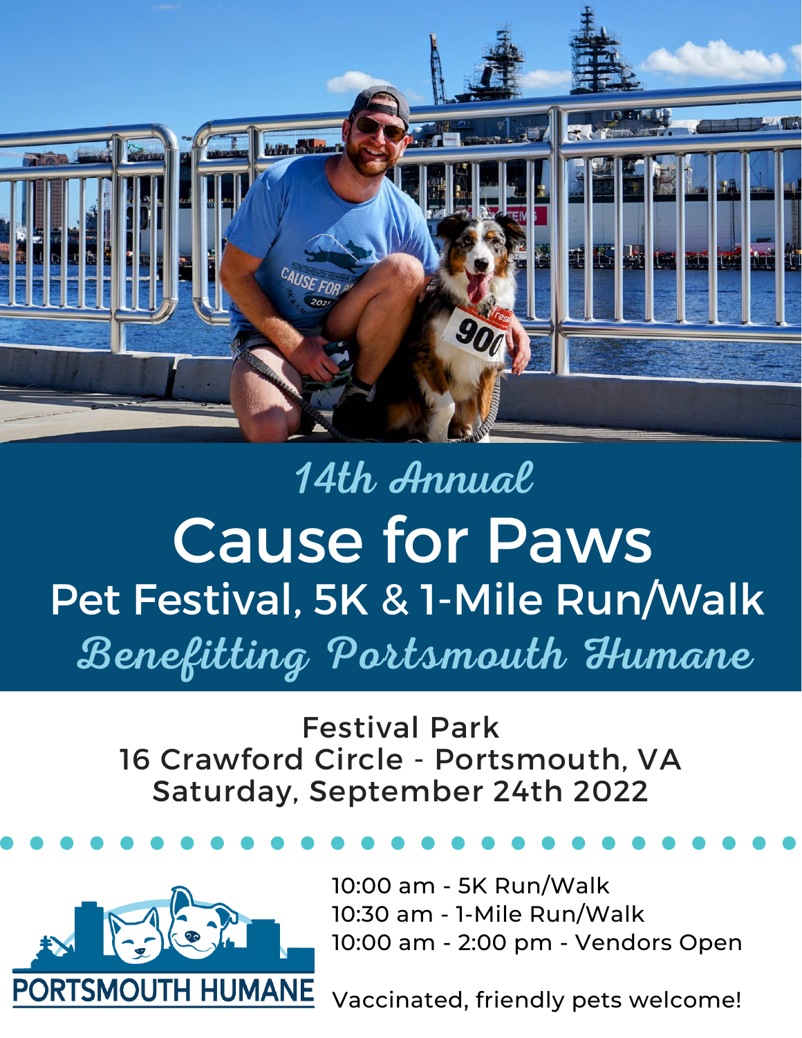*14th Annual*

# Cause for Paws

## Pet Festival, 5K & 1-Mile Run/Walk

*Benefitting Portsmouth Humane*

Festival Park
16 Crawford Circle - Portsmouth, VA
Saturday, September 24th 2022

PORTSMOUTH HUMANE

10:00 am - 5K Run/Walk
10:30 am - 1-Mile Run/Walk
10:00 am - 2:00 pm - Vendors Open

Vaccinated, friendly pets welcome!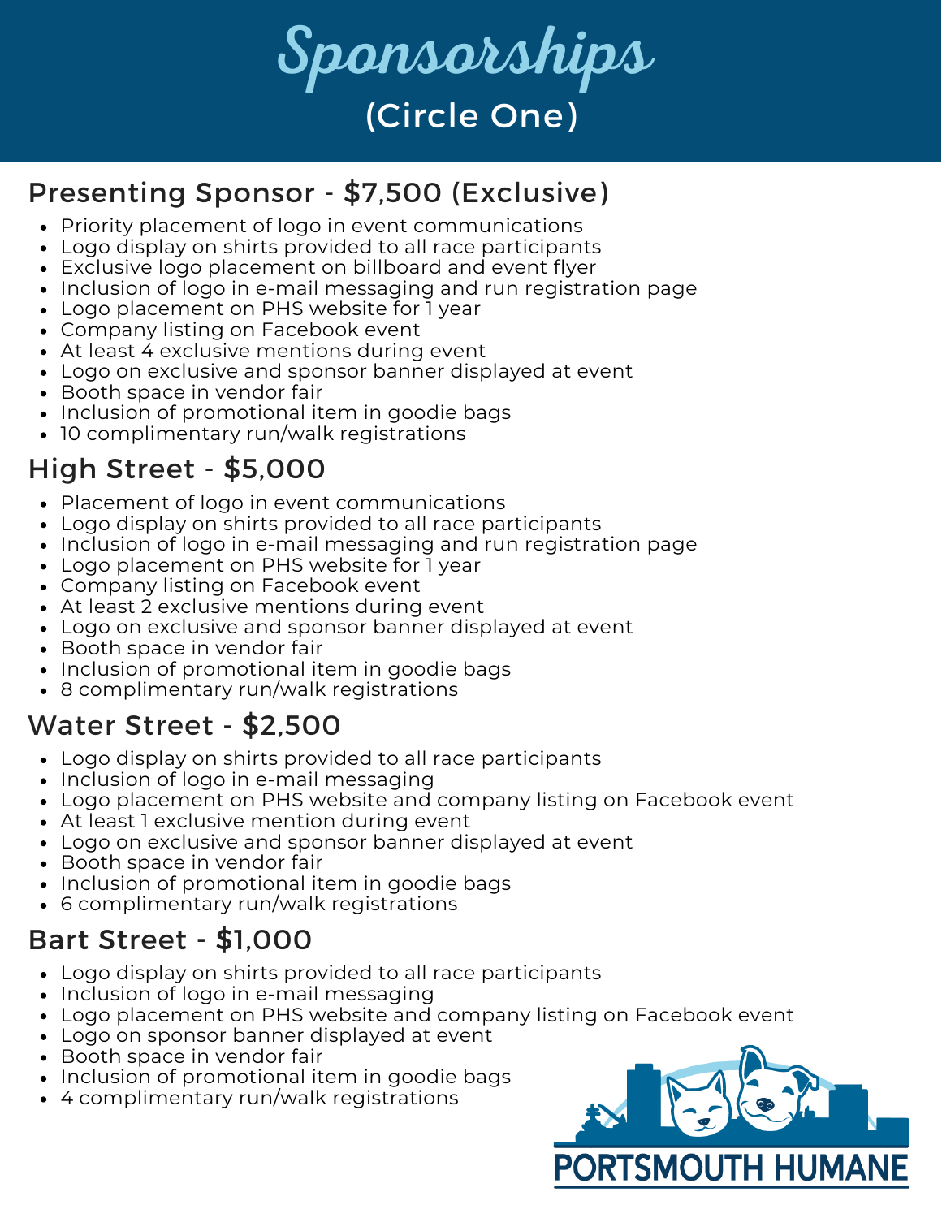# Sponsorships

(Circle One)

## Presenting Sponsor - $7,500 (Exclusive)

- Priority placement of logo in event communications
- Logo display on shirts provided to all race participants
- Exclusive logo placement on billboard and event flyer
- Inclusion of logo in e-mail messaging and run registration page
- Logo placement on PHS website for 1 year
- Company listing on Facebook event
- At least 4 exclusive mentions during event
- Logo on exclusive and sponsor banner displayed at event
- Booth space in vendor fair
- Inclusion of promotional item in goodie bags
- 10 complimentary run/walk registrations

## High Street - $5,000

- Placement of logo in event communications
- Logo display on shirts provided to all race participants
- Inclusion of logo in e-mail messaging and run registration page
- Logo placement on PHS website for 1 year
- Company listing on Facebook event
- At least 2 exclusive mentions during event
- Logo on exclusive and sponsor banner displayed at event
- Booth space in vendor fair
- Inclusion of promotional item in goodie bags
- 8 complimentary run/walk registrations

## Water Street - $2,500

- Logo display on shirts provided to all race participants
- Inclusion of logo in e-mail messaging
- Logo placement on PHS website and company listing on Facebook event
- At least 1 exclusive mention during event
- Logo on exclusive and sponsor banner displayed at event
- Booth space in vendor fair
- Inclusion of promotional item in goodie bags
- 6 complimentary run/walk registrations

## Bart Street - $1,000

- Logo display on shirts provided to all race participants
- Inclusion of logo in e-mail messaging
- Logo placement on PHS website and company listing on Facebook event
- Logo on sponsor banner displayed at event
- Booth space in vendor fair
- Inclusion of promotional item in goodie bags
- 4 complimentary run/walk registrations

PORTSMOUTH HUMANE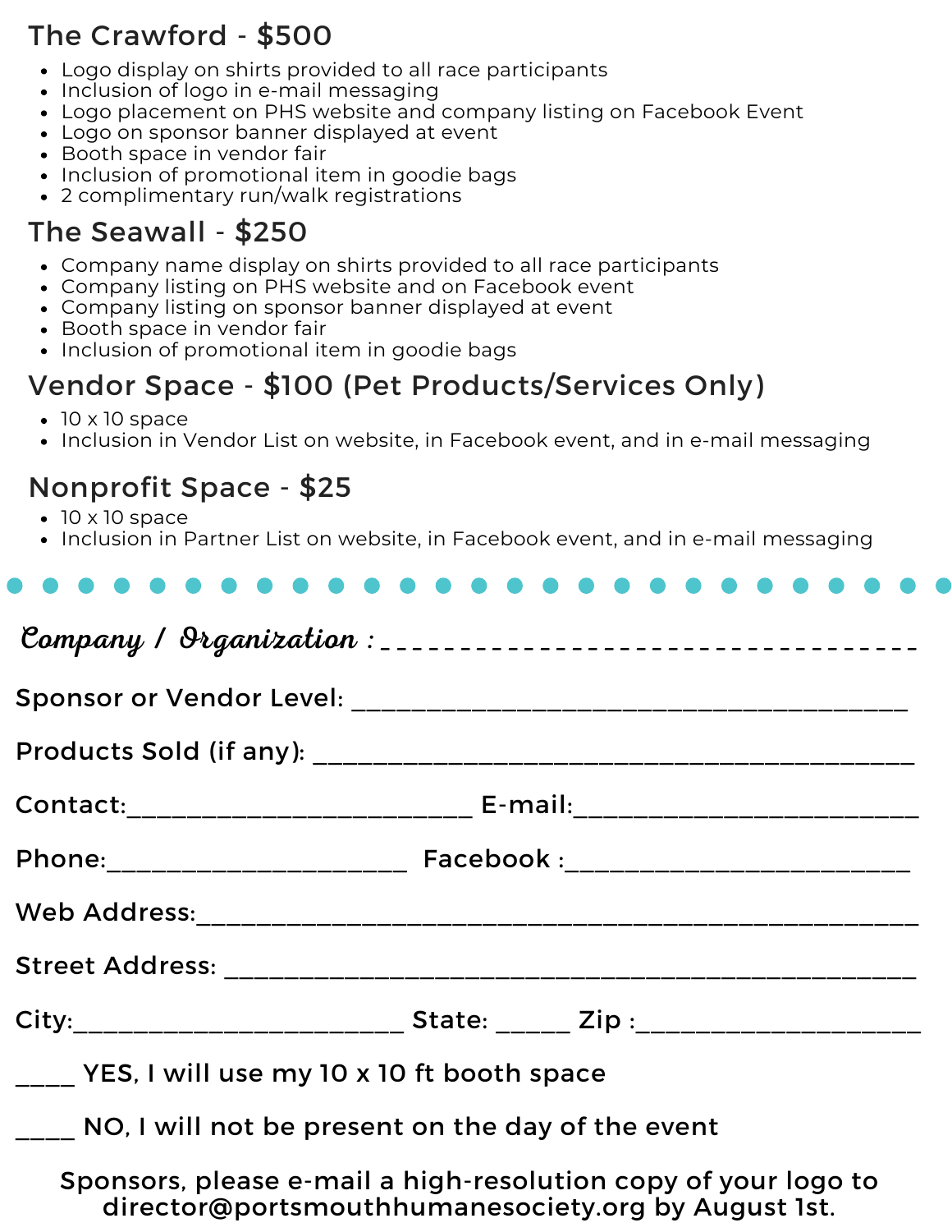## The Crawford - $500

- Logo display on shirts provided to all race participants
- Inclusion of logo in e-mail messaging
- Logo placement on PHS website and company listing on Facebook Event
- Logo on sponsor banner displayed at event
- Booth space in vendor fair
- Inclusion of promotional item in goodie bags
- 2 complimentary run/walk registrations

## The Seawall - $250

- Company name display on shirts provided to all race participants
- Company listing on PHS website and on Facebook event
- Company listing on sponsor banner displayed at event
- Booth space in vendor fair
- Inclusion of promotional item in goodie bags

## Vendor Space - $100 (Pet Products/Services Only)

- 10 x 10 space
- Inclusion in Vendor List on website, in Facebook event, and in e-mail messaging

## Nonprofit Space - $25

- 10 x 10 space
- Inclusion in Partner List on website, in Facebook event, and in e-mail messaging

---

Company / Organization : _______________________________________

Sponsor or Vendor Level: _______________________________________

Products Sold (if any): _______________________________________

Contact:__________________________ E-mail:__________________________

Phone:______________________ Facebook :__________________________

Web Address:_______________________________________________________

Street Address: ___________________________________________________

City:________________________ State: _____ Zip :____________________

____ YES, I will use my 10 x 10 ft booth space

____ NO, I will not be present on the day of the event

**Sponsors, please e-mail a high-resolution copy of your logo to director@portsmouthhumanesociety.org by August 1st.**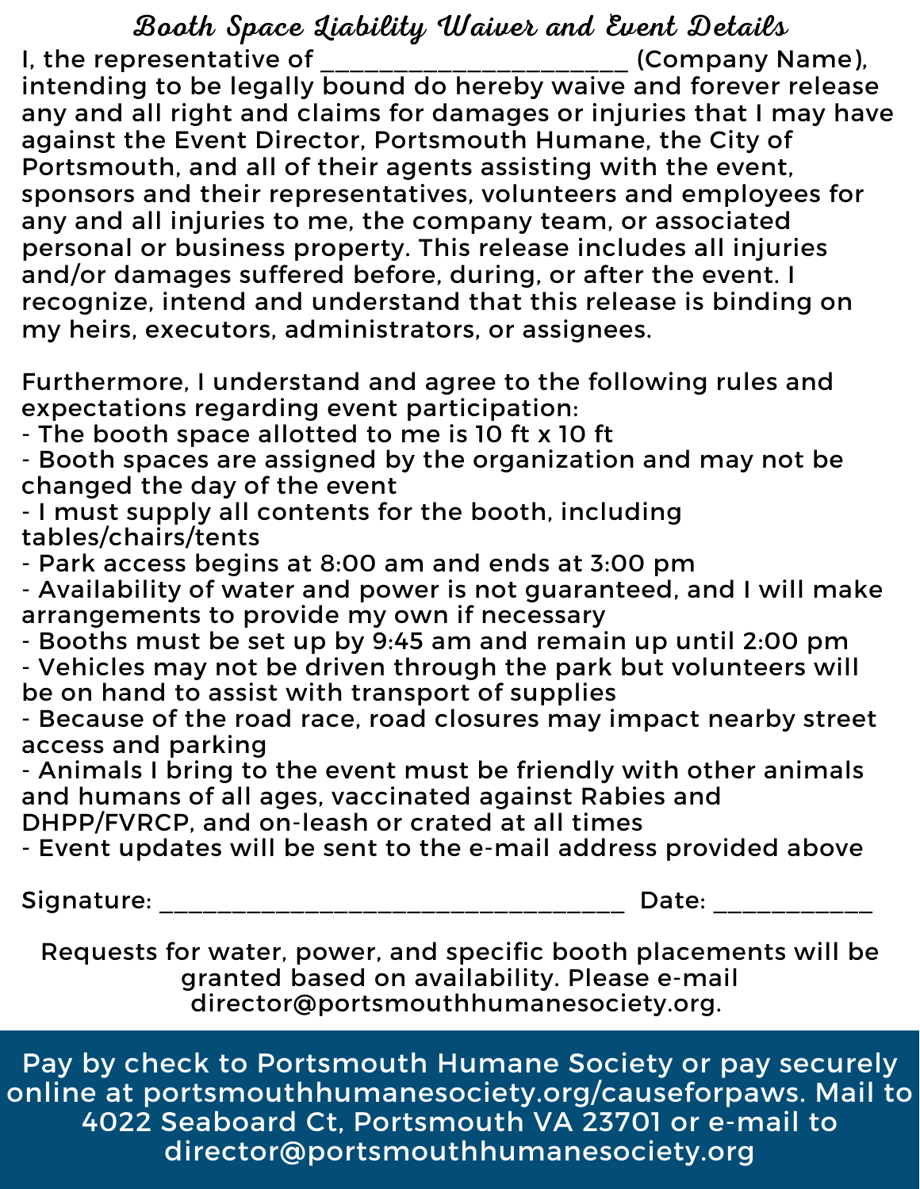# Booth Space Liability Waiver and Event Details

I, the representative of ________________________ (Company Name), intending to be legally bound do hereby waive and forever release any and all right and claims for damages or injuries that I may have against the Event Director, Portsmouth Humane, the City of Portsmouth, and all of their agents assisting with the event, sponsors and their representatives, volunteers and employees for any and all injuries to me, the company team, or associated personal or business property. This release includes all injuries and/or damages suffered before, during, or after the event. I recognize, intend and understand that this release is binding on my heirs, executors, administrators, or assignees.

Furthermore, I understand and agree to the following rules and expectations regarding event participation:

- The booth space allotted to me is 10 ft x 10 ft
- Booth spaces are assigned by the organization and may not be changed the day of the event
- I must supply all contents for the booth, including tables/chairs/tents
- Park access begins at 8:00 am and ends at 3:00 pm
- Availability of water and power is not guaranteed, and I will make arrangements to provide my own if necessary
- Booths must be set up by 9:45 am and remain up until 2:00 pm
- Vehicles may not be driven through the park but volunteers will be on hand to assist with transport of supplies
- Because of the road race, road closures may impact nearby street access and parking
- Animals I bring to the event must be friendly with other animals and humans of all ages, vaccinated against Rabies and DHPP/FVRCP, and on-leash or crated at all times
- Event updates will be sent to the e-mail address provided above

Signature: ____________________________________ Date: ____________

Requests for water, power, and specific booth placements will be granted based on availability. Please e-mail director@portsmouthhumanesociety.org.

Pay by check to Portsmouth Humane Society or pay securely online at portsmouthhumanesociety.org/causeforpaws. Mail to 4022 Seaboard Ct, Portsmouth VA 23701 or e-mail to director@portsmouthhumanesociety.org